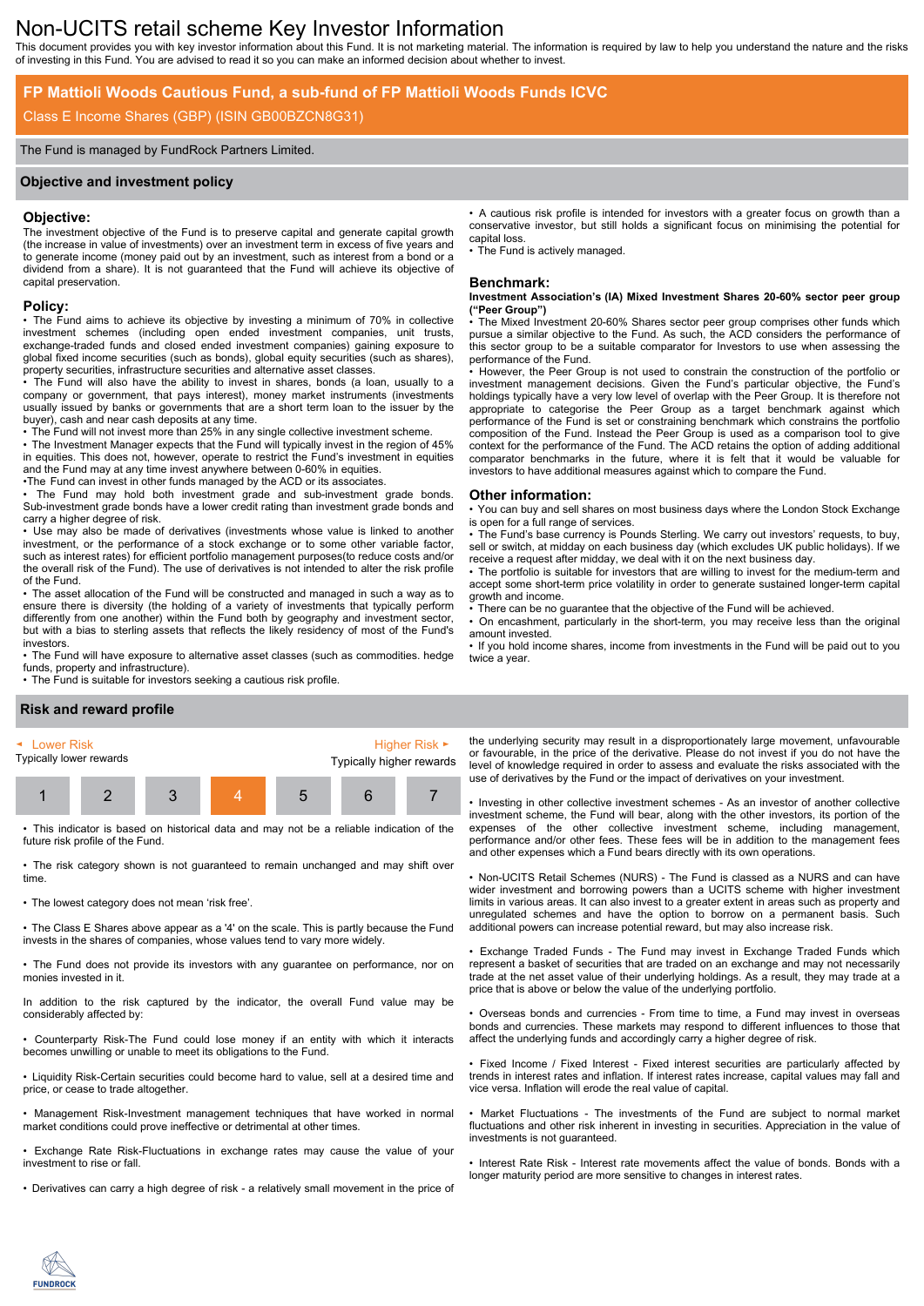# Non-UCITS retail scheme Key Investor Information

This document provides you with key investor information about this Fund. It is not marketing material. The information is required by law to help you understand the nature and the risks of investing in this Fund. You are advised to read it so you can make an informed decision about whether to invest.

## FP Mattioli Woods Cautious Fund, a sub-fund of FP Mattioli Woods Funds ICVC

Class E Income Shares (GBP) (ISIN GB00BZCN8G31)

The Fund is managed by FundRock Partners Limited.

## Objective and investment policy

### Objective:

The investment objective of the Fund is to preserve capital and generate capital growth (the increase in value of investments) over an investment term in excess of five years and to generate income (money paid out by an investment, such as interest from a bond or a dividend from a share). It is not guaranteed that the Fund will achieve its objective of capital preservation.

### Policy:

- The Fund aims to achieve its objective by investing a minimum of 70% in collective investment schemes (including open ended investment companies, unit trusts, exchange-traded funds and closed ended investment companies) gaining exposure to global fixed income securities (such as bonds), global equity securities (such as shares), property securities, infrastructure securities and alternative asset classes.
- The Fund will also have the ability to invest in shares, bonds (a loan, usually to a company or government, that pays interest), money market instruments (investments usually issued by banks or governments that are a short term loan to the issuer by the buyer), cash and near cash deposits at any time.
- The Fund will not invest more than 25% in any single collective investment scheme.
- The Investment Manager expects that the Fund will typically invest in the region of 45% in equities. This does not, however, operate to restrict the Fund's investment in equities and the Fund may at any time invest anywhere between 0-60% in equities.
- The Fund can invest in other funds managed by the ACD or its associates.
- The Fund may hold both investment grade and sub-investment grade bonds. Sub-investment grade bonds have a lower credit rating than investment grade bonds and carry a higher degree of risk.
- Use may also be made of derivatives (investments whose value is linked to another investment, or the performance of a stock exchange or to some other variable factor, such as interest rates) for efficient portfolio management purposes(to reduce costs and/or the overall risk of the Fund). The use of derivatives is not intended to alter the risk profile of the Fund.
- The asset allocation of the Fund will be constructed and managed in such a way as to ensure there is diversity (the holding of a variety of investments that typically perform differently from one another) within the Fund both by geography and investment sector, but with a bias to sterling assets that reflects the likely residency of most of the Fund's investors.
- The Fund will have exposure to alternative asset classes (such as commodities. hedge funds, property and infrastructure).
- The Fund is suitable for investors seeking a cautious risk profile.
- A cautious risk profile is intended for investors with a greater focus on growth than a conservative investor, but still holds a significant focus on minimising the potential for capital loss.
- The Fund is actively managed.

### Benchmark:

**Investment Association's (IA) Mixed Investment Shares 20-60% sector peer group ("Peer Group")**

- The Mixed Investment 20-60% Shares sector peer group comprises other funds which pursue a similar objective to the Fund. As such, the ACD considers the performance of this sector group to be a suitable comparator for Investors to use when assessing the performance of the Fund.
- However, the Peer Group is not used to constrain the construction of the portfolio or investment management decisions. Given the Fund's particular objective, the Fund's holdings typically have a very low level of overlap with the Peer Group. It is therefore not appropriate to categorise the Peer Group as a target benchmark against which performance of the Fund is set or constraining benchmark which constrains the portfolio composition of the Fund. Instead the Peer Group is used as a comparison tool to give context for the performance of the Fund. The ACD retains the option of adding additional comparator benchmarks in the future, where it is felt that it would be valuable for investors to have additional measures against which to compare the Fund.

### Other information:

- You can buy and sell shares on most business days where the London Stock Exchange is open for a full range of services.
- The Fund's base currency is Pounds Sterling. We carry out investors' requests, to buy, sell or switch, at midday on each business day (which excludes UK public holidays). If we receive a request after midday, we deal with it on the next business day.
- The portfolio is suitable for investors that are willing to invest for the medium-term and accept some short-term price volatility in order to generate sustained longer-term capital growth and income.
- There can be no guarantee that the objective of the Fund will be achieved.
- On encashment, particularly in the short-term, you may receive less than the original amount invested.
- If you hold income shares, income from investments in the Fund will be paid out to you twice a year.

## Risk and reward profile

| ◄ Lower Risk<br>Typically lower rewards | | | | | | Higher Risk ►<br>Typically higher rewards |
|---|---|---|---|---|---|---|
| 1 | 2 | 3 | **4** | 5 | 6 | 7 |

- This indicator is based on historical data and may not be a reliable indication of the future risk profile of the Fund.
- The risk category shown is not guaranteed to remain unchanged and may shift over time.
- The lowest category does not mean 'risk free'.
- The Class E Shares above appear as a '4' on the scale. This is partly because the Fund invests in the shares of companies, whose values tend to vary more widely.
- The Fund does not provide its investors with any guarantee on performance, nor on monies invested in it.

In addition to the risk captured by the indicator, the overall Fund value may be considerably affected by:

- Counterparty Risk-The Fund could lose money if an entity with which it interacts becomes unwilling or unable to meet its obligations to the Fund.
- Liquidity Risk-Certain securities could become hard to value, sell at a desired time and price, or cease to trade altogether.
- Management Risk-Investment management techniques that have worked in normal market conditions could prove ineffective or detrimental at other times.
- Exchange Rate Risk-Fluctuations in exchange rates may cause the value of your investment to rise or fall.
- Derivatives can carry a high degree of risk - a relatively small movement in the price of the underlying security may result in a disproportionately large movement, unfavourable or favourable, in the price of the derivative. Please do not invest if you do not have the level of knowledge required in order to assess and evaluate the risks associated with the use of derivatives by the Fund or the impact of derivatives on your investment.
- Investing in other collective investment schemes - As an investor of another collective investment scheme, the Fund will bear, along with the other investors, its portion of the expenses of the other collective investment scheme, including management, performance and/or other fees. These fees will be in addition to the management fees and other expenses which a Fund bears directly with its own operations.
- Non-UCITS Retail Schemes (NURS) - The Fund is classed as a NURS and can have wider investment and borrowing powers than a UCITS scheme with higher investment limits in various areas. It can also invest to a greater extent in areas such as property and unregulated schemes and have the option to borrow on a permanent basis. Such additional powers can increase potential reward, but may also increase risk.
- Exchange Traded Funds - The Fund may invest in Exchange Traded Funds which represent a basket of securities that are traded on an exchange and may not necessarily trade at the net asset value of their underlying holdings. As a result, they may trade at a price that is above or below the value of the underlying portfolio.
- Overseas bonds and currencies - From time to time, a Fund may invest in overseas bonds and currencies. These markets may respond to different influences to those that affect the underlying funds and accordingly carry a higher degree of risk.
- Fixed Income / Fixed Interest - Fixed interest securities are particularly affected by trends in interest rates and inflation. If interest rates increase, capital values may fall and vice versa. Inflation will erode the real value of capital.
- Market Fluctuations - The investments of the Fund are subject to normal market fluctuations and other risk inherent in investing in securities. Appreciation in the value of investments is not guaranteed.
- Interest Rate Risk - Interest rate movements affect the value of bonds. Bonds with a longer maturity period are more sensitive to changes in interest rates.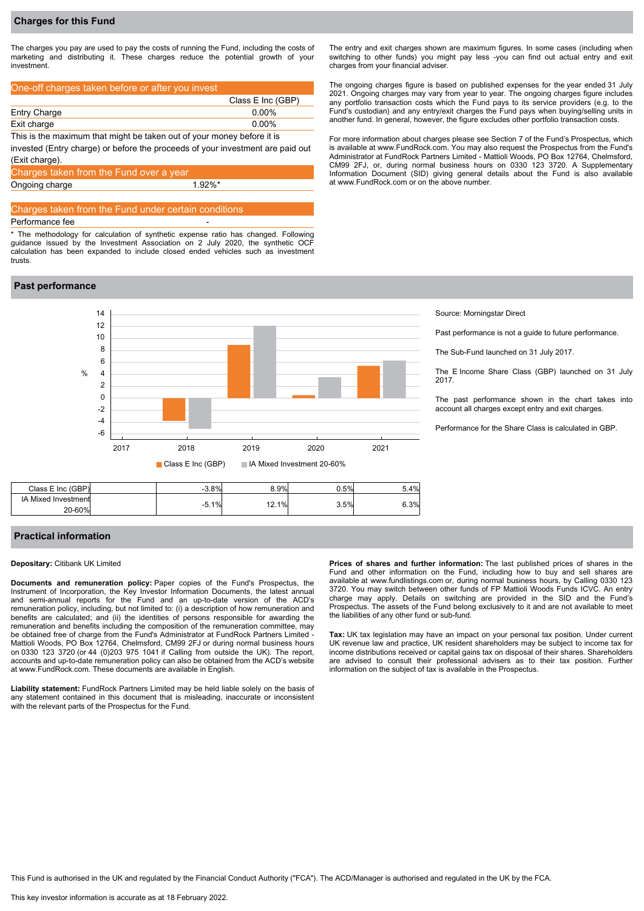## Charges for this Fund

The charges you pay are used to pay the costs of running the Fund, including the costs of marketing and distributing it. These charges reduce the potential growth of your investment.

| One-off charges taken before or after you invest | |
|---|---|
| | Class E Inc (GBP) |
| Entry Charge | 0.00% |
| Exit charge | 0.00% |

This is the maximum that might be taken out of your money before it is invested (Entry charge) or before the proceeds of your investment are paid out (Exit charge).

| Charges taken from the Fund over a year | |
|---|---|
| Ongoing charge | 1.92%* |

| Charges taken from the Fund under certain conditions | |
|---|---|
| Performance fee | - |

* The methodology for calculation of synthetic expense ratio has changed. Following guidance issued by the Investment Association on 2 July 2020, the synthetic OCF calculation has been expanded to include closed ended vehicles such as investment trusts.

The entry and exit charges shown are maximum figures. In some cases (including when switching to other funds) you might pay less -you can find out actual entry and exit charges from your financial adviser.

The ongoing charges figure is based on published expenses for the year ended 31 July 2021. Ongoing charges may vary from year to year. The ongoing charges figure includes any portfolio transaction costs which the Fund pays to its service providers (e.g. to the Fund's custodian) and any entry/exit charges the Fund pays when buying/selling units in another fund. In general, however, the figure excludes other portfolio transaction costs.

For more information about charges please see Section 7 of the Fund's Prospectus, which is available at www.FundRock.com. You may also request the Prospectus from the Fund's Administrator at FundRock Partners Limited - Mattioli Woods, PO Box 12764, Chelmsford, CM99 2FJ, or, during normal business hours on 0330 123 3720. A Supplementary Information Document (SID) giving general details about the Fund is also available at www.FundRock.com or on the above number.

## Past performance

%
14
12
10
8
6
4
2
0
-2
-4
-6
2017 2018 2019 2020 2021
Class E Inc (GBP) IA Mixed Investment 20-60%

| | 2017 | 2018 | 2019 | 2020 | 2021 |
|---|---|---|---|---|---|
| Class E Inc (GBP) | | -3.8% | 8.9% | 0.5% | 5.4% |
| IA Mixed Investment 20-60% | | -5.1% | 12.1% | 3.5% | 6.3% |

Source: Morningstar Direct

Past performance is not a guide to future performance.

The Sub-Fund launched on 31 July 2017.

The E Income Share Class (GBP) launched on 31 July 2017.

The past performance shown in the chart takes into account all charges except entry and exit charges.

Performance for the Share Class is calculated in GBP.

## Practical information

**Depositary:** Citibank UK Limited

**Documents and remuneration policy:** Paper copies of the Fund's Prospectus, the Instrument of Incorporation, the Key Investor Information Documents, the latest annual and semi-annual reports for the Fund and an up-to-date version of the ACD's remuneration policy, including, but not limited to: (i) a description of how remuneration and benefits are calculated; and (ii) the identities of persons responsible for awarding the remuneration and benefits including the composition of the remuneration committee, may be obtained free of charge from the Fund's Administrator at FundRock Partners Limited - Mattioli Woods, PO Box 12764, Chelmsford, CM99 2FJ or during normal business hours on 0330 123 3720 (or 44 (0)203 975 1041 if Calling from outside the UK). The report, accounts and up-to-date remuneration policy can also be obtained from the ACD's website at www.FundRock.com. These documents are available in English.

**Liability statement:** FundRock Partners Limited may be held liable solely on the basis of any statement contained in this document that is misleading, inaccurate or inconsistent with the relevant parts of the Prospectus for the Fund.

**Prices of shares and further information:** The last published prices of shares in the Fund and other information on the Fund, including how to buy and sell shares are available at www.fundlistings.com or, during normal business hours, by Calling 0330 123 3720. You may switch between other funds of FP Mattioli Woods Funds ICVC. An entry charge may apply. Details on switching are provided in the SID and the Fund's Prospectus. The assets of the Fund belong exclusively to it and are not available to meet the liabilities of any other fund or sub-fund.

**Tax:** UK tax legislation may have an impact on your personal tax position. Under current UK revenue law and practice, UK resident shareholders may be subject to income tax for income distributions received or capital gains tax on disposal of their shares. Shareholders are advised to consult their professional advisers as to their tax position. Further information on the subject of tax is available in the Prospectus.

This Fund is authorised in the UK and regulated by the Financial Conduct Authority ("FCA"). The ACD/Manager is authorised and regulated in the UK by the FCA.

This key investor information is accurate as at 18 February 2022.